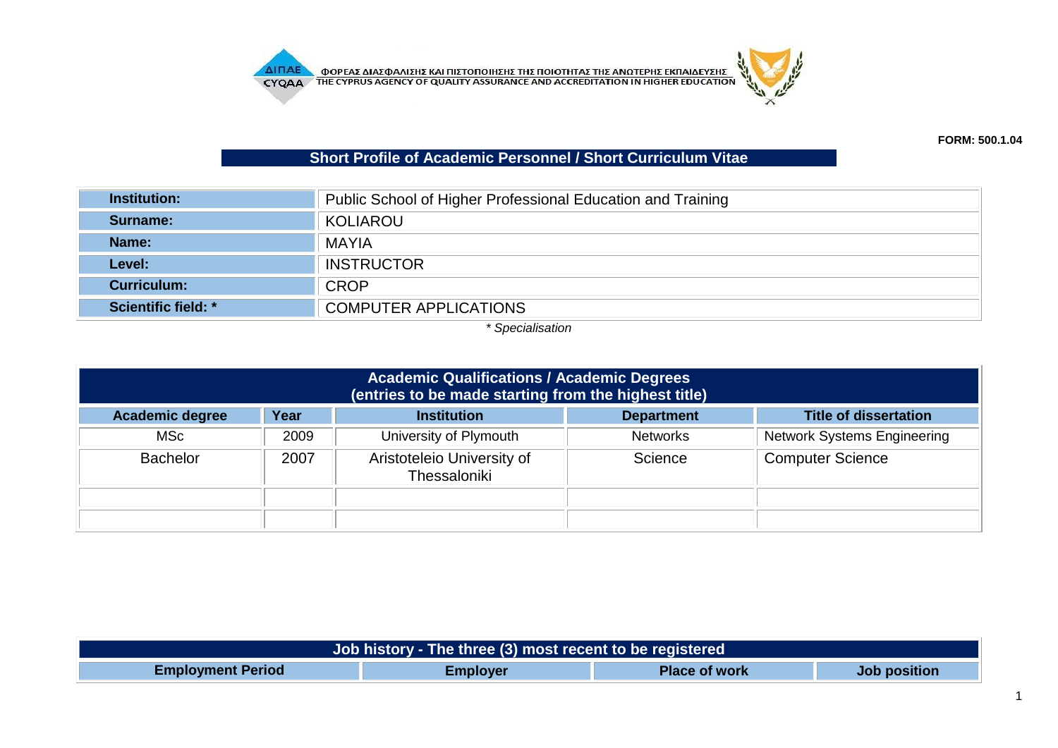ΦΟΡΕΑΣ ΔΙΑΣΦΑΛΙΣΗΣ ΚΑΙ ΠΙΣΤΟΠΟΙΗΣΗΣ ΤΗΣ ΠΟΙΟΤΗΤΑΣ ΤΗΣ ΑΝΩΤΕΡΗΣ ΕΚΠΑΙΔΕΥΣΗΣ
THE CYPRUS AGENCY OF QUALITY ASSURANCE AND ACCREDITATION IN HIGHER EDUCATION

**FORM: 500.1.04**

## Short Profile of Academic Personnel / Short Curriculum Vitae

| | |
|---|---|
| **Institution:** | Public School of Higher Professional Education and Training |
| **Surname:** | KOLIAROU |
| **Name:** | MAYIA |
| **Level:** | INSTRUCTOR |
| **Curriculum:** | CROP |
| **Scientific field: *** | COMPUTER APPLICATIONS |

*\* Specialisation*

**Academic Qualifications / Academic Degrees (entries to be made starting from the highest title)**

| Academic degree | Year | Institution | Department | Title of dissertation |
|---|---|---|---|---|
| MSc | 2009 | University of Plymouth | Networks | Network Systems Engineering |
| Bachelor | 2007 | Aristoteleio University of Thessaloniki | Science | Computer Science |
| | | | | |
| | | | | |

**Job history - The three (3) most recent to be registered**

| Employment Period | Employer | Place of work | Job position |
|---|---|---|---|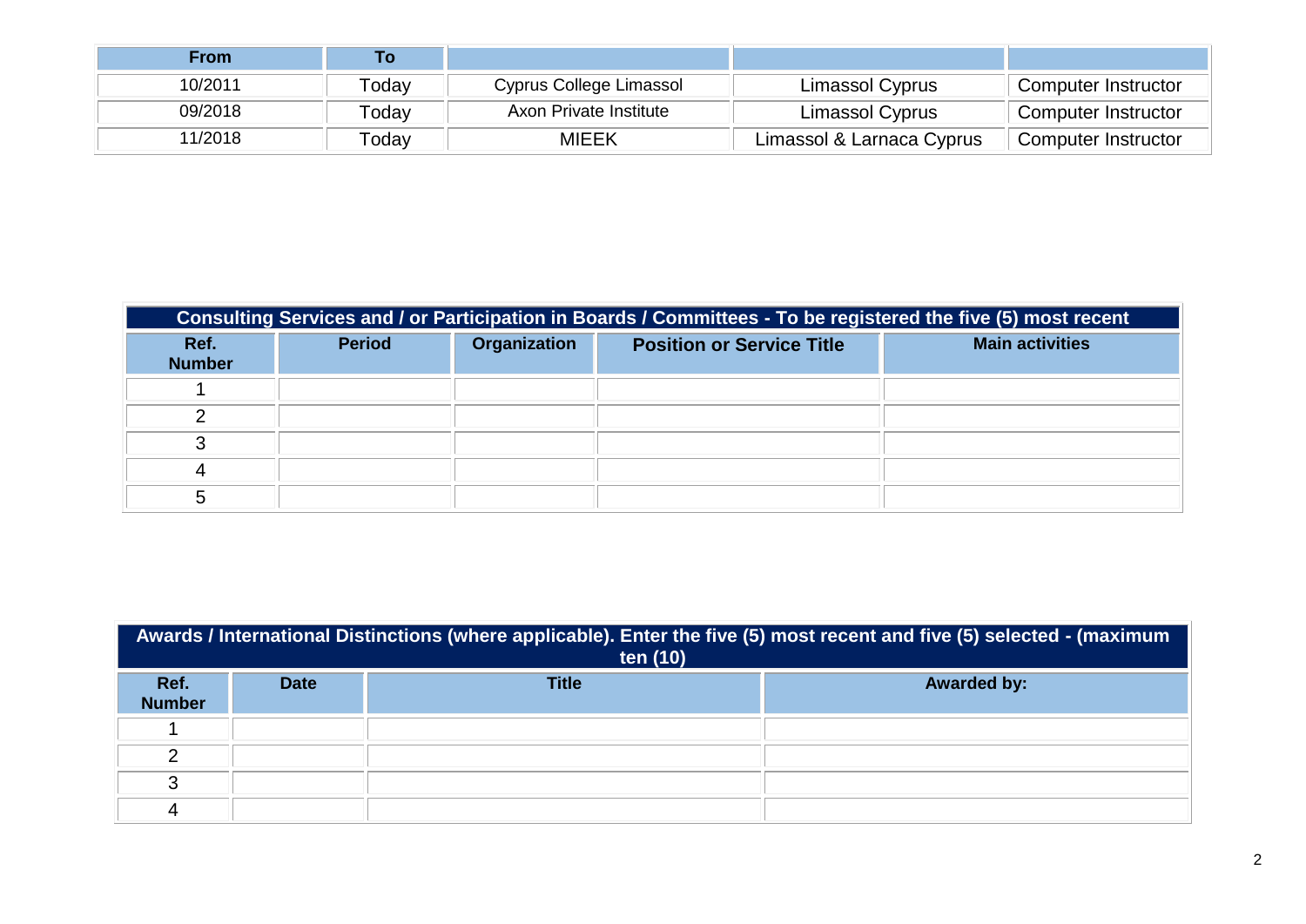| From | To | | | |
|---|---|---|---|---|
| 10/2011 | Today | Cyprus College Limassol | Limassol Cyprus | Computer Instructor |
| 09/2018 | Today | Axon Private Institute | Limassol Cyprus | Computer Instructor |
| 11/2018 | Today | MIEEK | Limassol & Larnaca Cyprus | Computer Instructor |

| Consulting Services and / or Participation in Boards / Committees - To be registered the five (5) most recent | | | | |
|---|---|---|---|---|
| **Ref. Number** | **Period** | **Organization** | **Position or Service Title** | **Main activities** |
| 1 | | | | |
| 2 | | | | |
| 3 | | | | |
| 4 | | | | |
| 5 | | | | |

| Awards / International Distinctions (where applicable). Enter the five (5) most recent and five (5) selected - (maximum ten (10) | | | |
|---|---|---|---|
| **Ref. Number** | **Date** | **Title** | **Awarded by:** |
| 1 | | | |
| 2 | | | |
| 3 | | | |
| 4 | | | |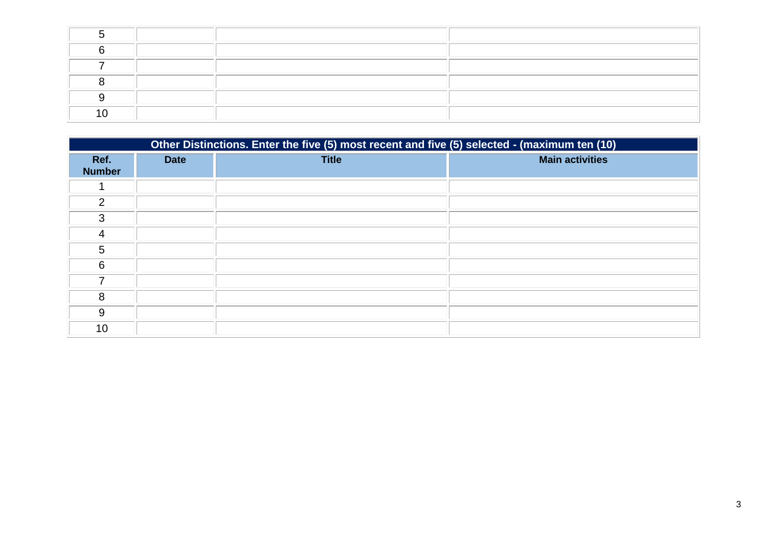| | | | |
|---|---|---|---|
| 5 | | | |
| 6 | | | |
| 7 | | | |
| 8 | | | |
| 9 | | | |
| 10 | | | |

| Other Distinctions. Enter the five (5) most recent and five (5) selected - (maximum ten (10) | | | |
|---|---|---|---|
| **Ref. Number** | **Date** | **Title** | **Main activities** |
| 1 | | | |
| 2 | | | |
| 3 | | | |
| 4 | | | |
| 5 | | | |
| 6 | | | |
| 7 | | | |
| 8 | | | |
| 9 | | | |
| 10 | | | |